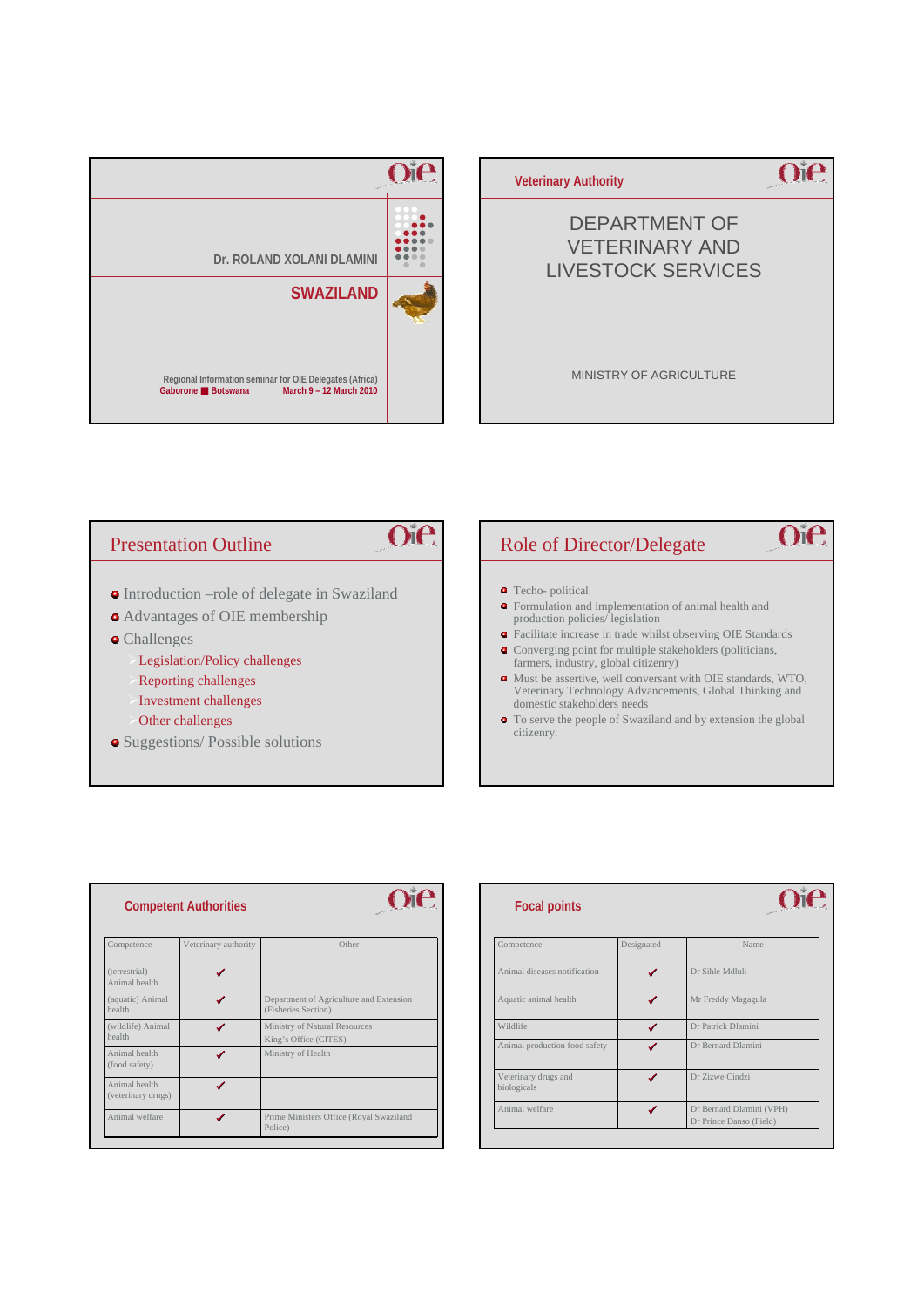Dr. ROLAND XOLANI DLAMINI

**SWAZILAND**

Regional Information seminar for OIE Delegates (Africa)
Gaborone ■ Botswana March 9 – 12 March 2010

## Veterinary Authority

DEPARTMENT OF VETERINARY AND LIVESTOCK SERVICES

MINISTRY OF AGRICULTURE

## Presentation Outline

- Introduction –role of delegate in Swaziland
- Advantages of OIE membership
- Challenges
  - Legislation/Policy challenges
  - Reporting challenges
  - Investment challenges
  - Other challenges
- Suggestions/ Possible solutions

## Role of Director/Delegate

- Techo- political
- Formulation and implementation of animal health and production policies/ legislation
- Facilitate increase in trade whilst observing OIE Standards
- Converging point for multiple stakeholders (politicians, farmers, industry, global citizenry)
- Must be assertive, well conversant with OIE standards, WTO, Veterinary Technology Advancements, Global Thinking and domestic stakeholders needs
- To serve the people of Swaziland and by extension the global citizenry.

## Competent Authorities

| Competence | Veterinary authority | Other |
|---|---|---|
| (terrestrial) Animal health | ✓ | |
| (aquatic) Animal health | ✓ | Department of Agriculture and Extension (Fisheries Section) |
| (wildlife) Animal health | ✓ | Ministry of Natural Resources<br>King's Office (CITES) |
| Animal health (food safety) | ✓ | Ministry of Health |
| Animal health (veterinary drugs) | ✓ | |
| Animal welfare | ✓ | Prime Ministers Office (Royal Swaziland Police) |

## Focal points

| Competence | Designated | Name |
|---|---|---|
| Animal diseases notification | ✓ | Dr Sihle Mdluli |
| Aquatic animal health | ✓ | Mr Freddy Magagula |
| Wildlife | ✓ | Dr Patrick Dlamini |
| Animal production food safety | ✓ | Dr Bernard Dlamini |
| Veterinary drugs and biologicals | ✓ | Dr Zizwe Cindzi |
| Animal welfare | ✓ | Dr Bernard Dlamini (VPH)<br>Dr Prince Danso (Field) |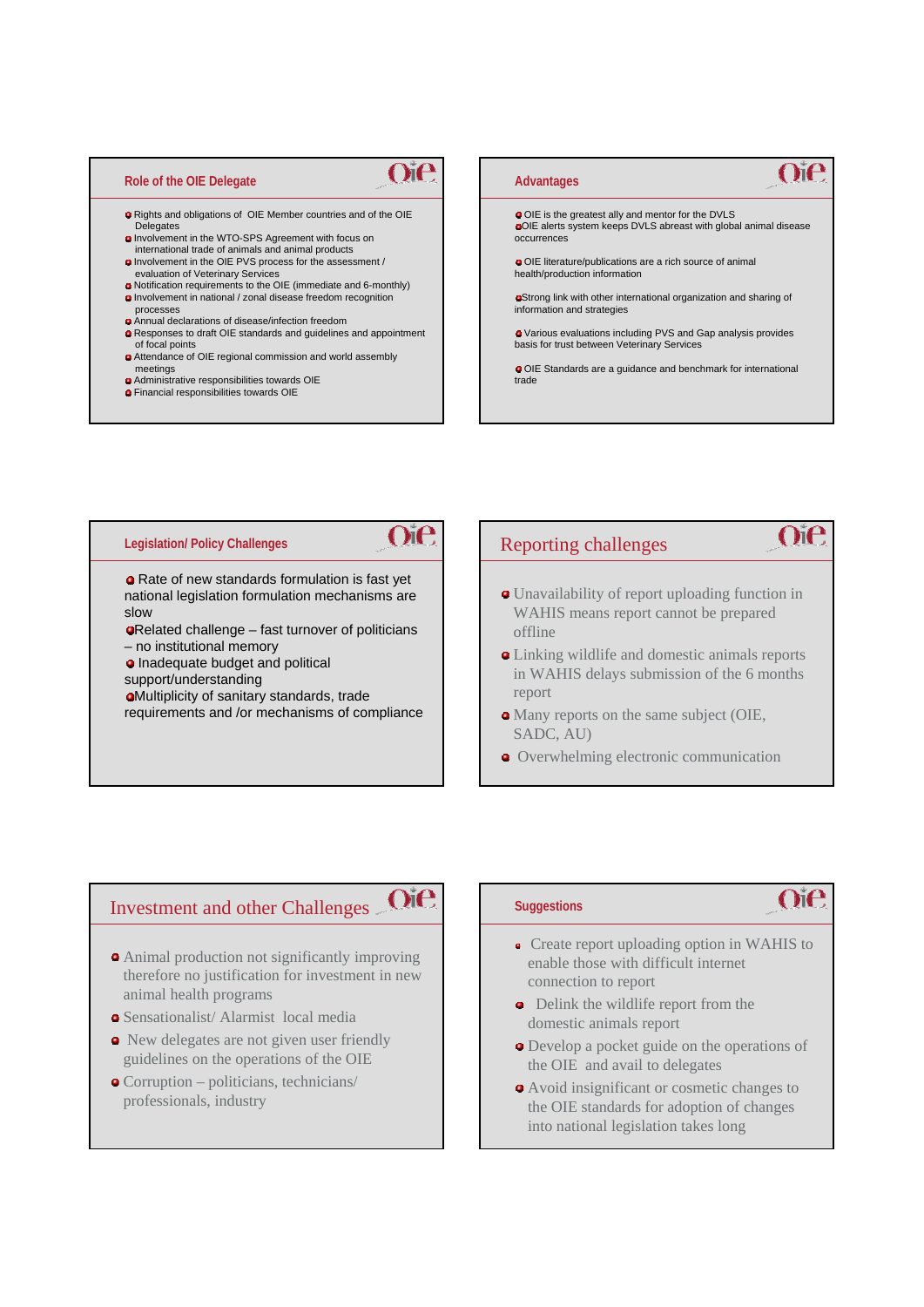## Role of the OIE Delegate

- Rights and obligations of OIE Member countries and of the OIE Delegates
- Involvement in the WTO-SPS Agreement with focus on international trade of animals and animal products
- Involvement in the OIE PVS process for the assessment / evaluation of Veterinary Services
- Notification requirements to the OIE (immediate and 6-monthly)
- Involvement in national / zonal disease freedom recognition processes
- Annual declarations of disease/infection freedom
- Responses to draft OIE standards and guidelines and appointment of focal points
- Attendance of OIE regional commission and world assembly meetings
- Administrative responsibilities towards OIE
- Financial responsibilities towards OIE

## Advantages

- OIE is the greatest ally and mentor for the DVLS
- OIE alerts system keeps DVLS abreast with global animal disease occurrences
- OIE literature/publications are a rich source of animal health/production information
- Strong link with other international organization and sharing of information and strategies
- Various evaluations including PVS and Gap analysis provides basis for trust between Veterinary Services
- OIE Standards are a guidance and benchmark for international trade

## Legislation/ Policy Challenges

- Rate of new standards formulation is fast yet national legislation formulation mechanisms are slow
- Related challenge – fast turnover of politicians – no institutional memory
- Inadequate budget and political support/understanding
- Multiplicity of sanitary standards, trade requirements and /or mechanisms of compliance

## Reporting challenges

- Unavailability of report uploading function in WAHIS means report cannot be prepared offline
- Linking wildlife and domestic animals reports in WAHIS delays submission of the 6 months report
- Many reports on the same subject (OIE, SADC, AU)
- Overwhelming electronic communication

## Investment and other Challenges

- Animal production not significantly improving therefore no justification for investment in new animal health programs
- Sensationalist/ Alarmist local media
- New delegates are not given user friendly guidelines on the operations of the OIE
- Corruption – politicians, technicians/ professionals, industry

## Suggestions

- Create report uploading option in WAHIS to enable those with difficult internet connection to report
- Delink the wildlife report from the domestic animals report
- Develop a pocket guide on the operations of the OIE and avail to delegates
- Avoid insignificant or cosmetic changes to the OIE standards for adoption of changes into national legislation takes long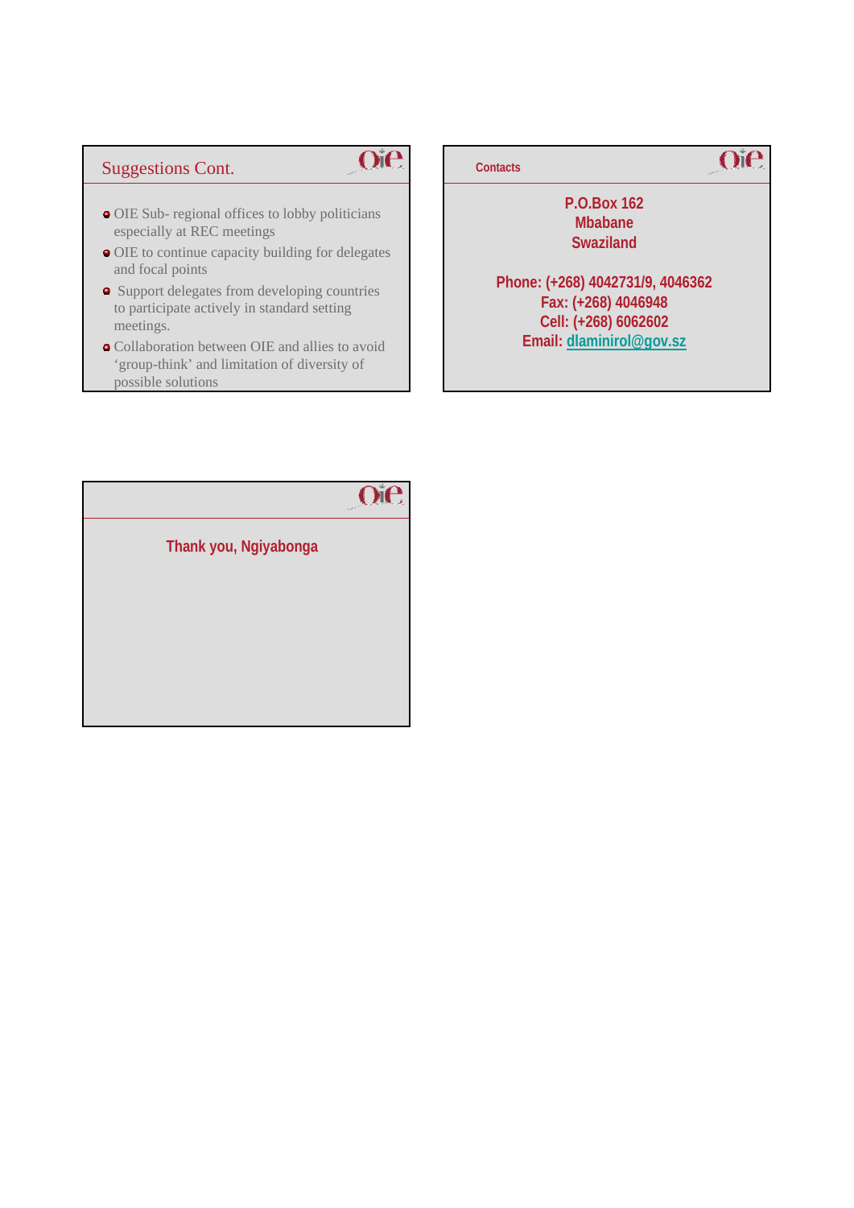## Suggestions Cont.

- OIE Sub- regional offices to lobby politicians especially at REC meetings
- OIE to continue capacity building for delegates and focal points
- Support delegates from developing countries to participate actively in standard setting meetings.
- Collaboration between OIE and allies to avoid ‘group-think’ and limitation of diversity of possible solutions

## Contacts

**P.O.Box 162**
**Mbabane**
**Swaziland**

**Phone: (+268) 4042731/9, 4046362**
**Fax: (+268) 4046948**
**Cell: (+268) 6062602**
**Email: dlaminirol@gov.sz**

**Thank you, Ngiyabonga**